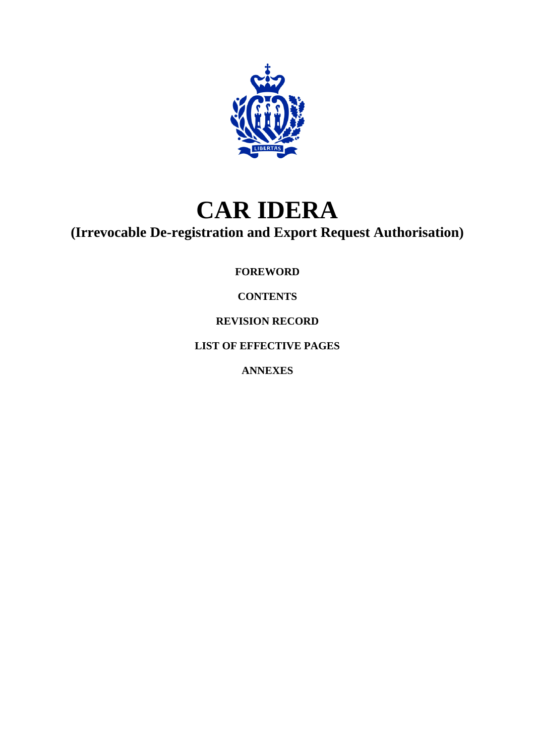# CAR IDERA

## (Irrevocable De-registration and Export Request Authorisation)

**FOREWORD**

**CONTENTS**

**REVISION RECORD**

**LIST OF EFFECTIVE PAGES**

**ANNEXES**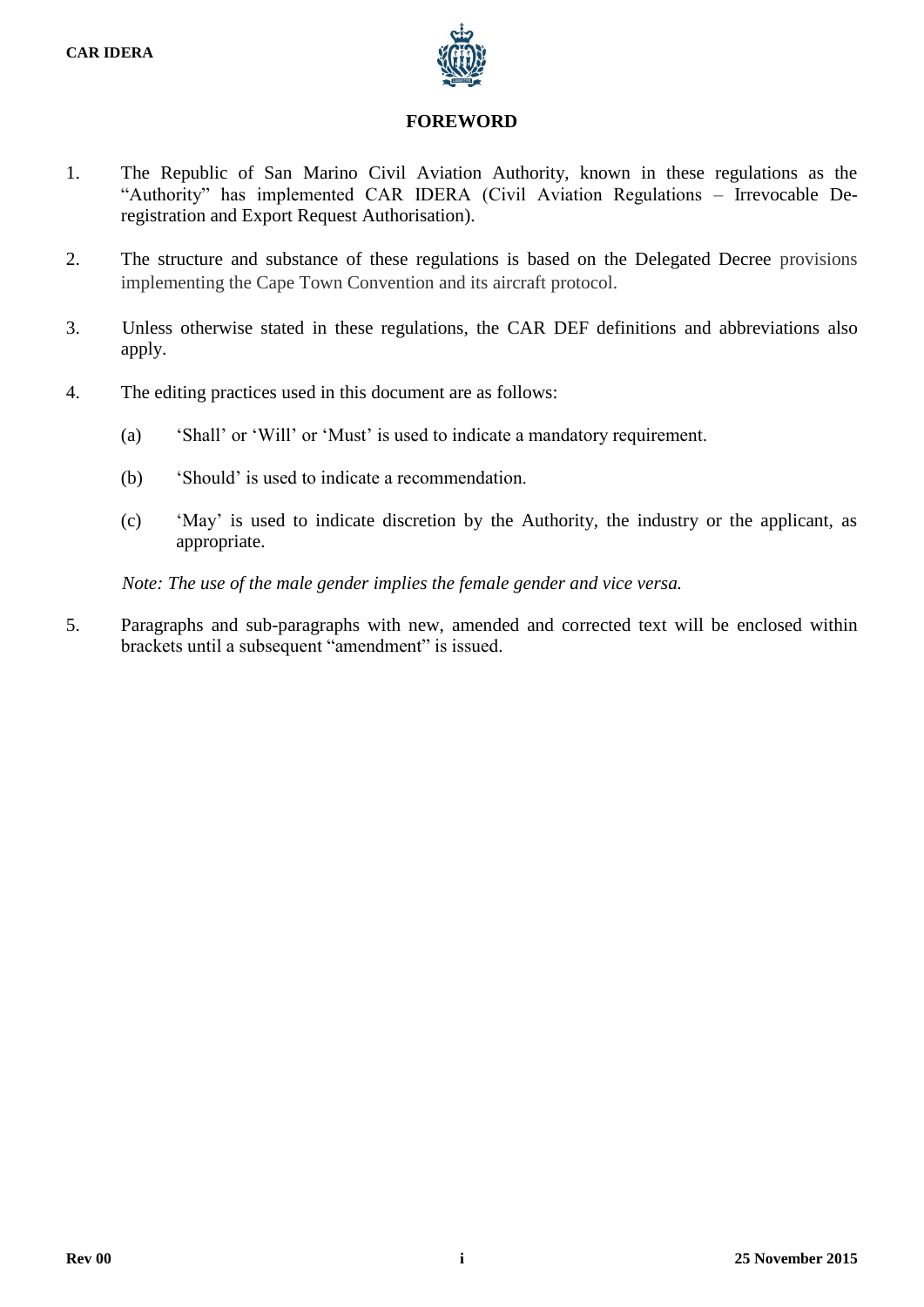# FOREWORD

1. The Republic of San Marino Civil Aviation Authority, known in these regulations as the "Authority" has implemented CAR IDERA (Civil Aviation Regulations – Irrevocable De-registration and Export Request Authorisation).

2. The structure and substance of these regulations is based on the Delegated Decree provisions implementing the Cape Town Convention and its aircraft protocol.

3. Unless otherwise stated in these regulations, the CAR DEF definitions and abbreviations also apply.

4. The editing practices used in this document are as follows:

   (a) 'Shall' or 'Will' or 'Must' is used to indicate a mandatory requirement.

   (b) 'Should' is used to indicate a recommendation.

   (c) 'May' is used to indicate discretion by the Authority, the industry or the applicant, as appropriate.

   *Note: The use of the male gender implies the female gender and vice versa.*

5. Paragraphs and sub-paragraphs with new, amended and corrected text will be enclosed within brackets until a subsequent "amendment" is issued.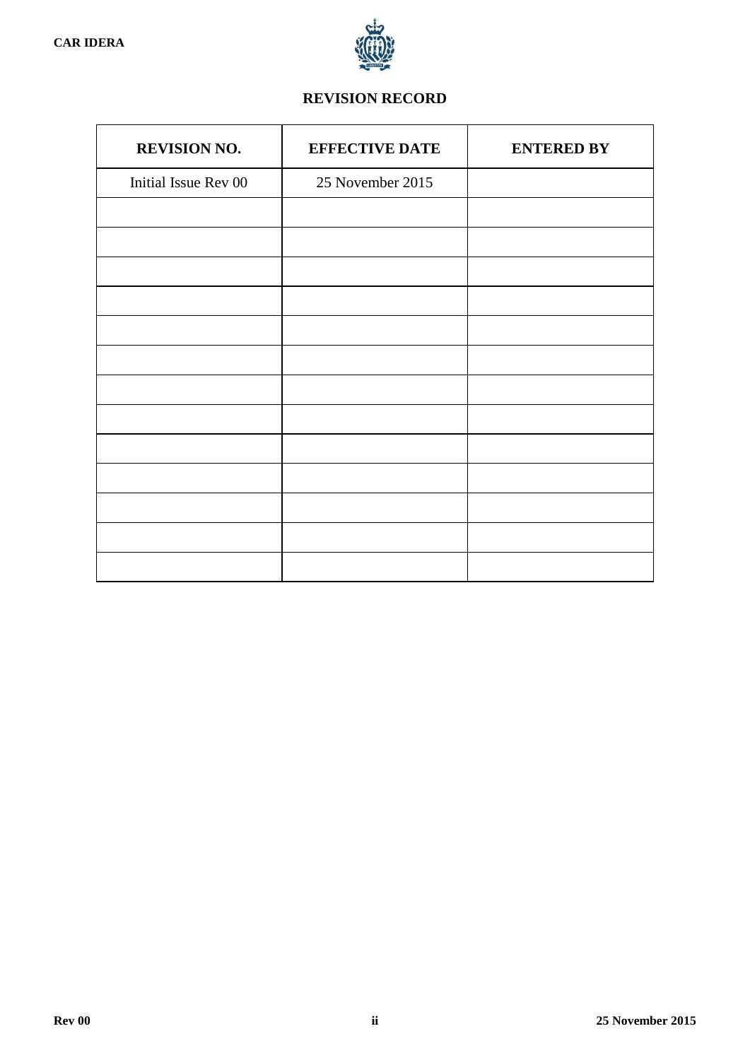## REVISION RECORD

| REVISION NO. | EFFECTIVE DATE | ENTERED BY |
|---|---|---|
| Initial Issue Rev 00 | 25 November 2015 | |
| | | |
| | | |
| | | |
| | | |
| | | |
| | | |
| | | |
| | | |
| | | |
| | | |
| | | |
| | | |
| | | |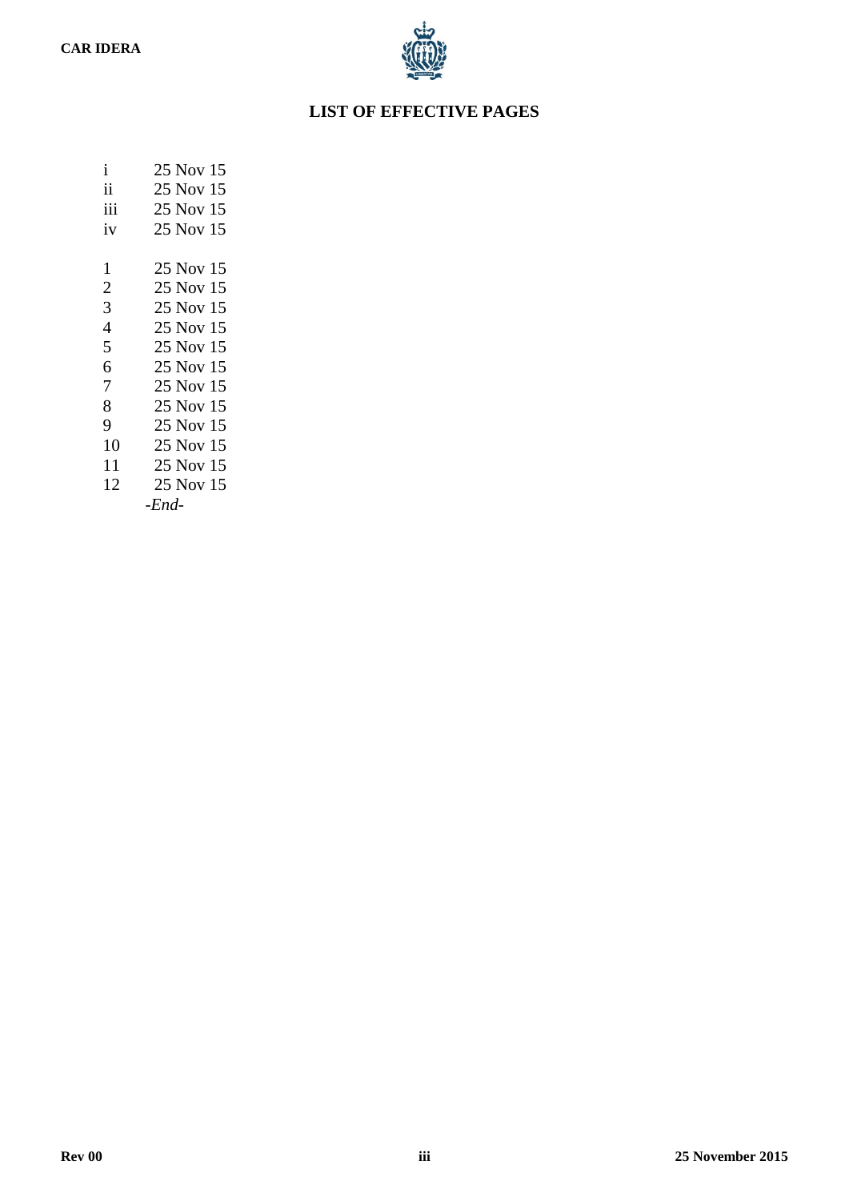# LIST OF EFFECTIVE PAGES

| | |
|---|---|
| i | 25 Nov 15 |
| ii | 25 Nov 15 |
| iii | 25 Nov 15 |
| iv | 25 Nov 15 |
| | |
| 1 | 25 Nov 15 |
| 2 | 25 Nov 15 |
| 3 | 25 Nov 15 |
| 4 | 25 Nov 15 |
| 5 | 25 Nov 15 |
| 6 | 25 Nov 15 |
| 7 | 25 Nov 15 |
| 8 | 25 Nov 15 |
| 9 | 25 Nov 15 |
| 10 | 25 Nov 15 |
| 11 | 25 Nov 15 |
| 12 | 25 Nov 15 |

*-End-*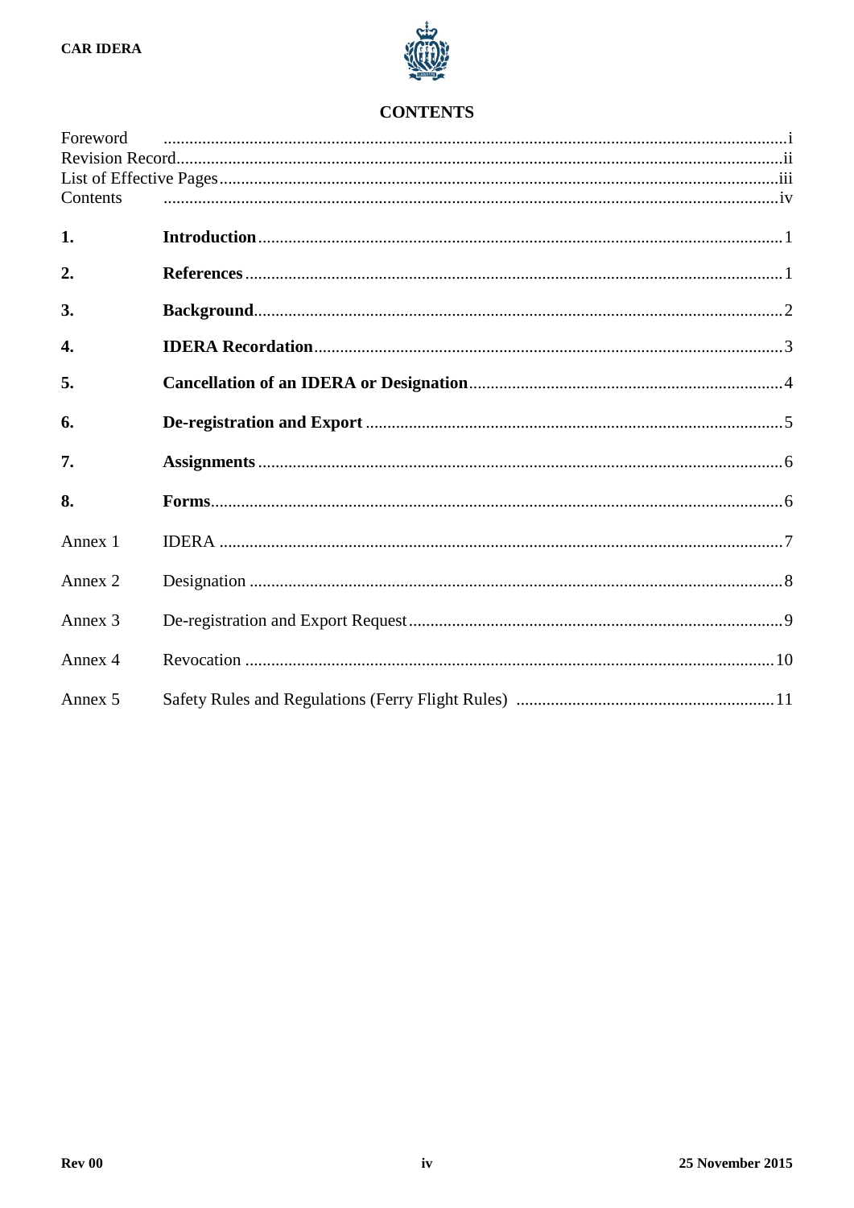# CONTENTS

| | | |
|---|---|---|
| Foreword | | i |
| Revision Record | | ii |
| List of Effective Pages | | iii |
| Contents | | iv |
| **1.** | **Introduction** | 1 |
| **2.** | **References** | 1 |
| **3.** | **Background** | 2 |
| **4.** | **IDERA Recordation** | 3 |
| **5.** | **Cancellation of an IDERA or Designation** | 4 |
| **6.** | **De-registration and Export** | 5 |
| **7.** | **Assignments** | 6 |
| **8.** | **Forms** | 6 |
| Annex 1 | IDERA | 7 |
| Annex 2 | Designation | 8 |
| Annex 3 | De-registration and Export Request | 9 |
| Annex 4 | Revocation | 10 |
| Annex 5 | Safety Rules and Regulations (Ferry Flight Rules) | 11 |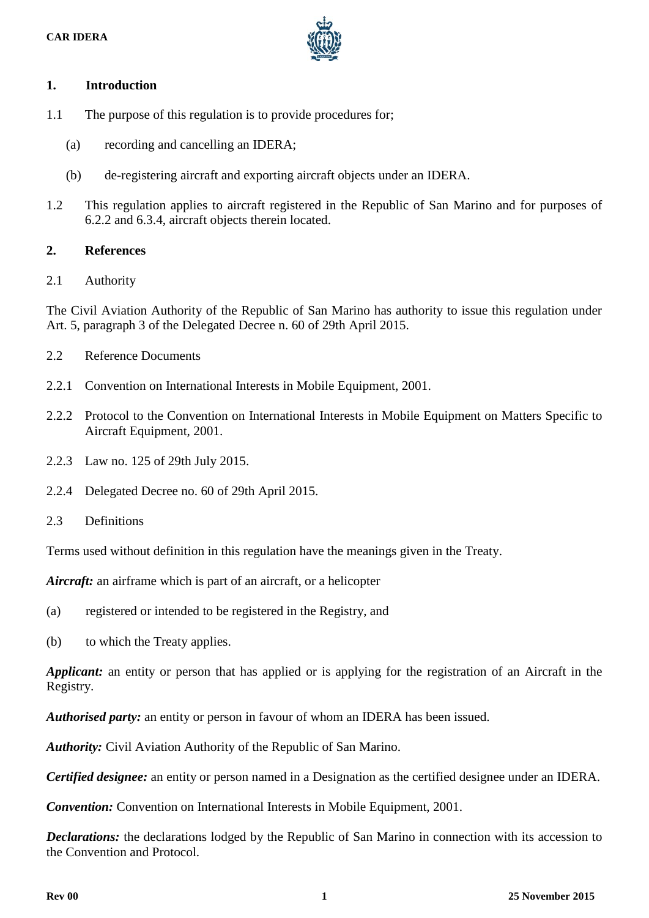## 1. Introduction

1.1 The purpose of this regulation is to provide procedures for;

(a) recording and cancelling an IDERA;

(b) de-registering aircraft and exporting aircraft objects under an IDERA.

1.2 This regulation applies to aircraft registered in the Republic of San Marino and for purposes of 6.2.2 and 6.3.4, aircraft objects therein located.

## 2. References

2.1 Authority

The Civil Aviation Authority of the Republic of San Marino has authority to issue this regulation under Art. 5, paragraph 3 of the Delegated Decree n. 60 of 29th April 2015.

2.2 Reference Documents

2.2.1 Convention on International Interests in Mobile Equipment, 2001.

2.2.2 Protocol to the Convention on International Interests in Mobile Equipment on Matters Specific to Aircraft Equipment, 2001.

2.2.3 Law no. 125 of 29th July 2015.

2.2.4 Delegated Decree no. 60 of 29th April 2015.

2.3 Definitions

Terms used without definition in this regulation have the meanings given in the Treaty.

***Aircraft:*** an airframe which is part of an aircraft, or a helicopter

(a) registered or intended to be registered in the Registry, and

(b) to which the Treaty applies.

***Applicant:*** an entity or person that has applied or is applying for the registration of an Aircraft in the Registry.

***Authorised party:*** an entity or person in favour of whom an IDERA has been issued.

***Authority:*** Civil Aviation Authority of the Republic of San Marino.

***Certified designee:*** an entity or person named in a Designation as the certified designee under an IDERA.

***Convention:*** Convention on International Interests in Mobile Equipment, 2001.

***Declarations:*** the declarations lodged by the Republic of San Marino in connection with its accession to the Convention and Protocol.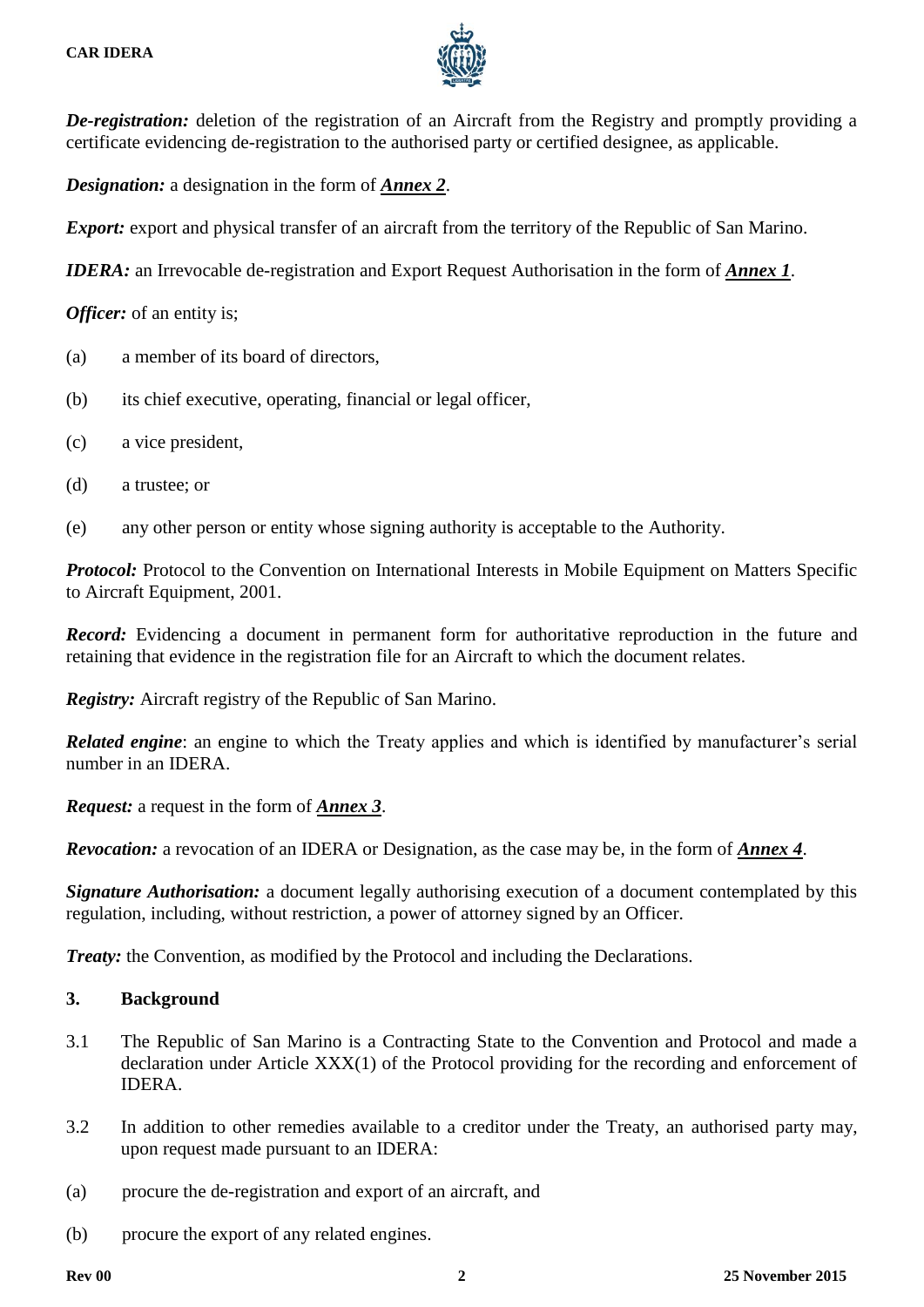***De-registration:*** deletion of the registration of an Aircraft from the Registry and promptly providing a certificate evidencing de-registration to the authorised party or certified designee, as applicable.

***Designation:*** a designation in the form of ***Annex 2***.

***Export:*** export and physical transfer of an aircraft from the territory of the Republic of San Marino.

***IDERA:*** an Irrevocable de-registration and Export Request Authorisation in the form of ***Annex 1***.

***Officer:*** of an entity is;

(a) a member of its board of directors,

(b) its chief executive, operating, financial or legal officer,

(c) a vice president,

(d) a trustee; or

(e) any other person or entity whose signing authority is acceptable to the Authority.

***Protocol:*** Protocol to the Convention on International Interests in Mobile Equipment on Matters Specific to Aircraft Equipment, 2001.

***Record:*** Evidencing a document in permanent form for authoritative reproduction in the future and retaining that evidence in the registration file for an Aircraft to which the document relates.

***Registry:*** Aircraft registry of the Republic of San Marino.

***Related engine***: an engine to which the Treaty applies and which is identified by manufacturer's serial number in an IDERA.

***Request:*** a request in the form of ***Annex 3***.

***Revocation:*** a revocation of an IDERA or Designation, as the case may be, in the form of ***Annex 4***.

***Signature Authorisation:*** a document legally authorising execution of a document contemplated by this regulation, including, without restriction, a power of attorney signed by an Officer.

***Treaty:*** the Convention, as modified by the Protocol and including the Declarations.

## 3. Background

3.1 The Republic of San Marino is a Contracting State to the Convention and Protocol and made a declaration under Article XXX(1) of the Protocol providing for the recording and enforcement of IDERA.

3.2 In addition to other remedies available to a creditor under the Treaty, an authorised party may, upon request made pursuant to an IDERA:

(a) procure the de-registration and export of an aircraft, and

(b) procure the export of any related engines.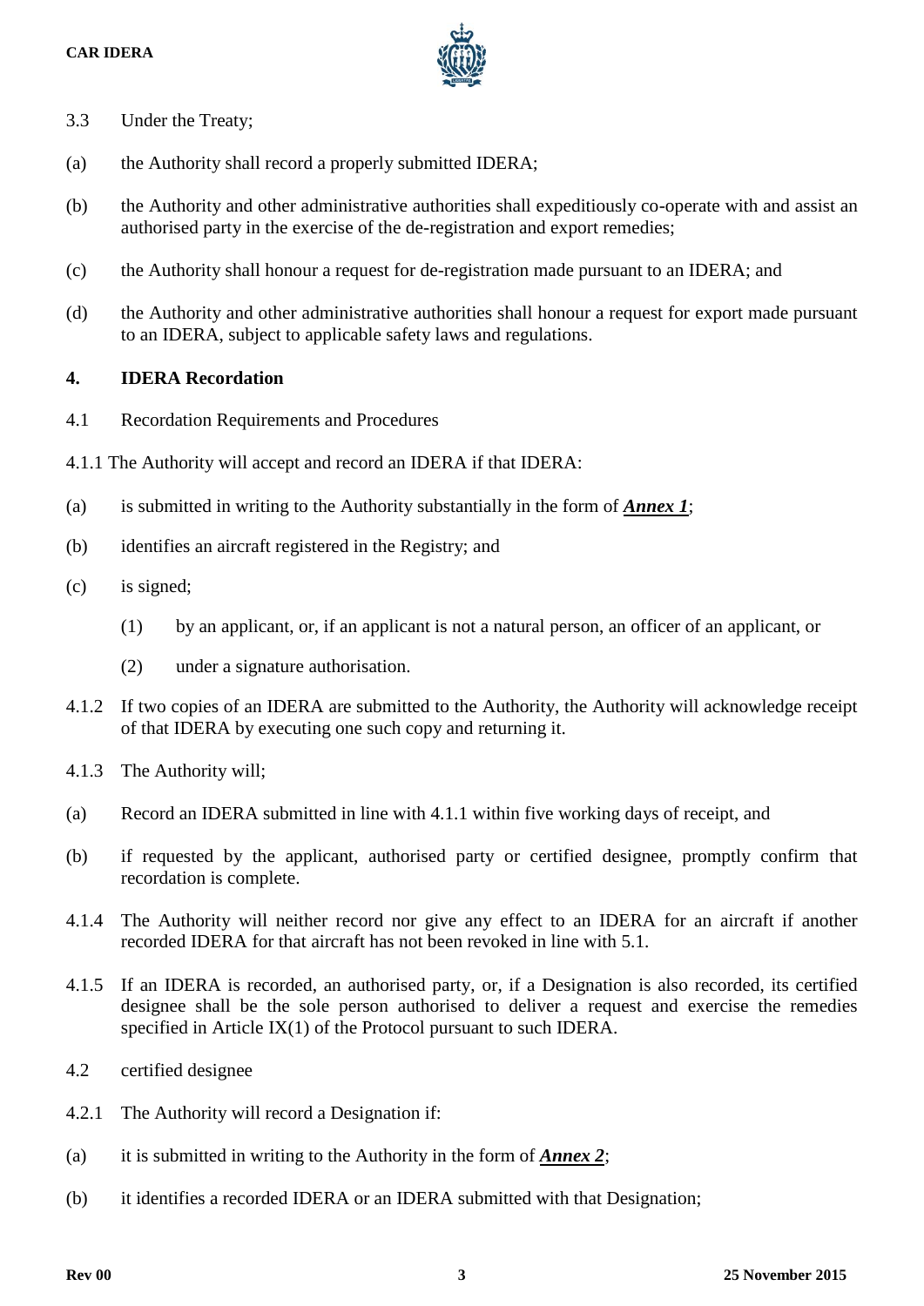3.3 Under the Treaty;

(a) the Authority shall record a properly submitted IDERA;

(b) the Authority and other administrative authorities shall expeditiously co-operate with and assist an authorised party in the exercise of the de-registration and export remedies;

(c) the Authority shall honour a request for de-registration made pursuant to an IDERA; and

(d) the Authority and other administrative authorities shall honour a request for export made pursuant to an IDERA, subject to applicable safety laws and regulations.

## 4. IDERA Recordation

4.1 Recordation Requirements and Procedures

4.1.1 The Authority will accept and record an IDERA if that IDERA:

(a) is submitted in writing to the Authority substantially in the form of ***Annex 1***;

(b) identifies an aircraft registered in the Registry; and

(c) is signed;

  (1) by an applicant, or, if an applicant is not a natural person, an officer of an applicant, or

  (2) under a signature authorisation.

4.1.2 If two copies of an IDERA are submitted to the Authority, the Authority will acknowledge receipt of that IDERA by executing one such copy and returning it.

4.1.3 The Authority will;

(a) Record an IDERA submitted in line with 4.1.1 within five working days of receipt, and

(b) if requested by the applicant, authorised party or certified designee, promptly confirm that recordation is complete.

4.1.4 The Authority will neither record nor give any effect to an IDERA for an aircraft if another recorded IDERA for that aircraft has not been revoked in line with 5.1.

4.1.5 If an IDERA is recorded, an authorised party, or, if a Designation is also recorded, its certified designee shall be the sole person authorised to deliver a request and exercise the remedies specified in Article IX(1) of the Protocol pursuant to such IDERA.

4.2 certified designee

4.2.1 The Authority will record a Designation if:

(a) it is submitted in writing to the Authority in the form of ***Annex 2***;

(b) it identifies a recorded IDERA or an IDERA submitted with that Designation;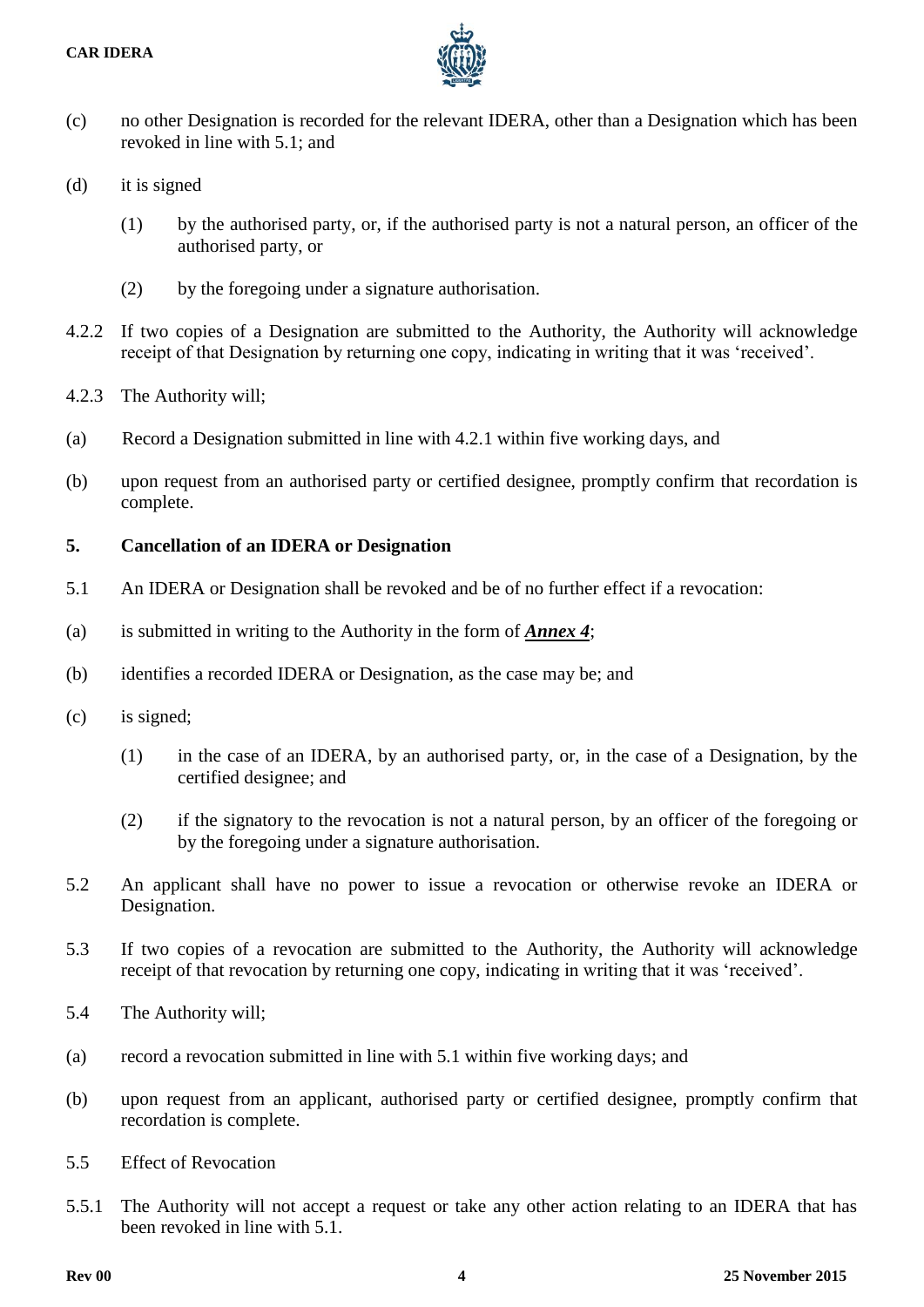(c) no other Designation is recorded for the relevant IDERA, other than a Designation which has been revoked in line with 5.1; and

(d) it is signed

(1) by the authorised party, or, if the authorised party is not a natural person, an officer of the authorised party, or

(2) by the foregoing under a signature authorisation.

4.2.2 If two copies of a Designation are submitted to the Authority, the Authority will acknowledge receipt of that Designation by returning one copy, indicating in writing that it was 'received'.

4.2.3 The Authority will;

(a) Record a Designation submitted in line with 4.2.1 within five working days, and

(b) upon request from an authorised party or certified designee, promptly confirm that recordation is complete.

## 5. Cancellation of an IDERA or Designation

5.1 An IDERA or Designation shall be revoked and be of no further effect if a revocation:

(a) is submitted in writing to the Authority in the form of ***Annex 4***;

(b) identifies a recorded IDERA or Designation, as the case may be; and

(c) is signed;

(1) in the case of an IDERA, by an authorised party, or, in the case of a Designation, by the certified designee; and

(2) if the signatory to the revocation is not a natural person, by an officer of the foregoing or by the foregoing under a signature authorisation.

5.2 An applicant shall have no power to issue a revocation or otherwise revoke an IDERA or Designation.

5.3 If two copies of a revocation are submitted to the Authority, the Authority will acknowledge receipt of that revocation by returning one copy, indicating in writing that it was 'received'.

5.4 The Authority will;

(a) record a revocation submitted in line with 5.1 within five working days; and

(b) upon request from an applicant, authorised party or certified designee, promptly confirm that recordation is complete.

5.5 Effect of Revocation

5.5.1 The Authority will not accept a request or take any other action relating to an IDERA that has been revoked in line with 5.1.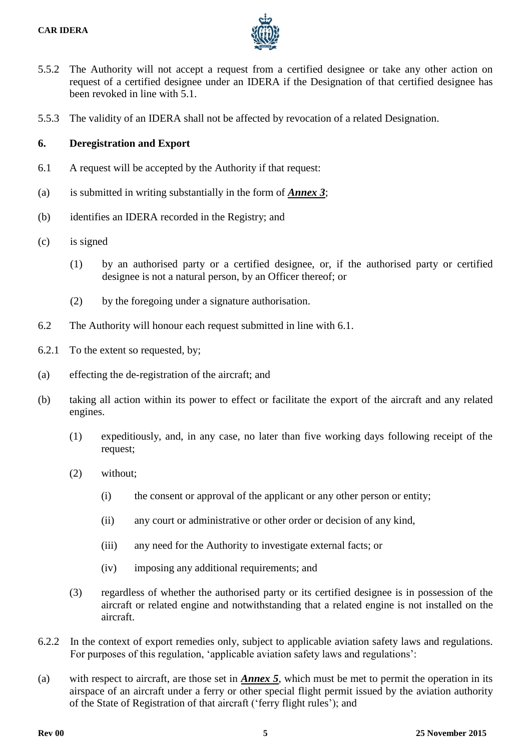5.5.2 The Authority will not accept a request from a certified designee or take any other action on request of a certified designee under an IDERA if the Designation of that certified designee has been revoked in line with 5.1.

5.5.3 The validity of an IDERA shall not be affected by revocation of a related Designation.

## 6. Deregistration and Export

6.1 A request will be accepted by the Authority if that request:

(a) is submitted in writing substantially in the form of ***Annex 3***;

(b) identifies an IDERA recorded in the Registry; and

(c) is signed

(1) by an authorised party or a certified designee, or, if the authorised party or certified designee is not a natural person, by an Officer thereof; or

(2) by the foregoing under a signature authorisation.

6.2 The Authority will honour each request submitted in line with 6.1.

6.2.1 To the extent so requested, by;

(a) effecting the de-registration of the aircraft; and

(b) taking all action within its power to effect or facilitate the export of the aircraft and any related engines.

(1) expeditiously, and, in any case, no later than five working days following receipt of the request;

(2) without;

(i) the consent or approval of the applicant or any other person or entity;

(ii) any court or administrative or other order or decision of any kind,

(iii) any need for the Authority to investigate external facts; or

(iv) imposing any additional requirements; and

(3) regardless of whether the authorised party or its certified designee is in possession of the aircraft or related engine and notwithstanding that a related engine is not installed on the aircraft.

6.2.2 In the context of export remedies only, subject to applicable aviation safety laws and regulations. For purposes of this regulation, 'applicable aviation safety laws and regulations':

(a) with respect to aircraft, are those set in ***Annex 5***, which must be met to permit the operation in its airspace of an aircraft under a ferry or other special flight permit issued by the aviation authority of the State of Registration of that aircraft ('ferry flight rules'); and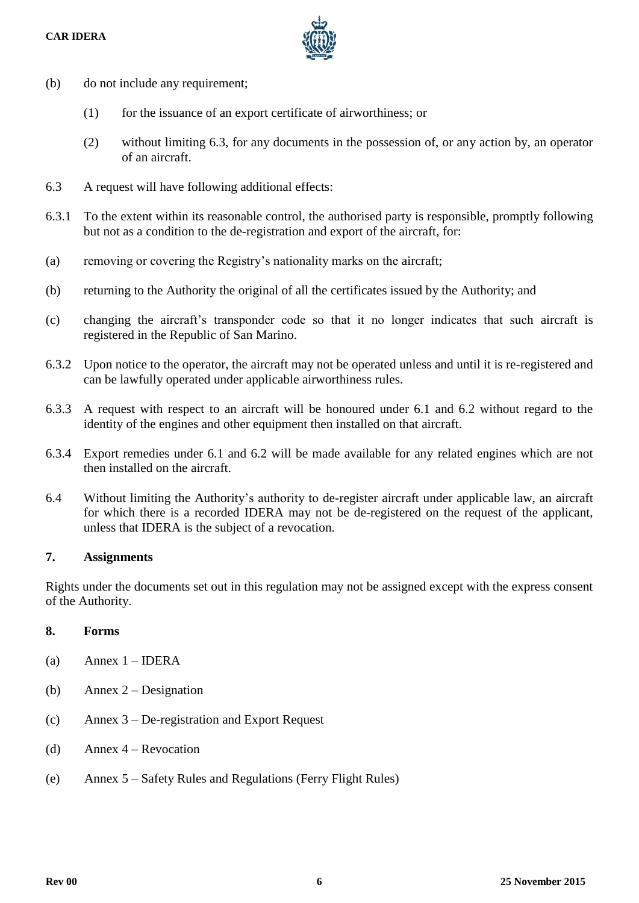(b) do not include any requirement;

   (1) for the issuance of an export certificate of airworthiness; or

   (2) without limiting 6.3, for any documents in the possession of, or any action by, an operator of an aircraft.

6.3 A request will have following additional effects:

6.3.1 To the extent within its reasonable control, the authorised party is responsible, promptly following but not as a condition to the de-registration and export of the aircraft, for:

(a) removing or covering the Registry's nationality marks on the aircraft;

(b) returning to the Authority the original of all the certificates issued by the Authority; and

(c) changing the aircraft's transponder code so that it no longer indicates that such aircraft is registered in the Republic of San Marino.

6.3.2 Upon notice to the operator, the aircraft may not be operated unless and until it is re-registered and can be lawfully operated under applicable airworthiness rules.

6.3.3 A request with respect to an aircraft will be honoured under 6.1 and 6.2 without regard to the identity of the engines and other equipment then installed on that aircraft.

6.3.4 Export remedies under 6.1 and 6.2 will be made available for any related engines which are not then installed on the aircraft.

6.4 Without limiting the Authority's authority to de-register aircraft under applicable law, an aircraft for which there is a recorded IDERA may not be de-registered on the request of the applicant, unless that IDERA is the subject of a revocation.

## 7. Assignments

Rights under the documents set out in this regulation may not be assigned except with the express consent of the Authority.

## 8. Forms

(a) Annex 1 – IDERA

(b) Annex 2 – Designation

(c) Annex 3 – De-registration and Export Request

(d) Annex 4 – Revocation

(e) Annex 5 – Safety Rules and Regulations (Ferry Flight Rules)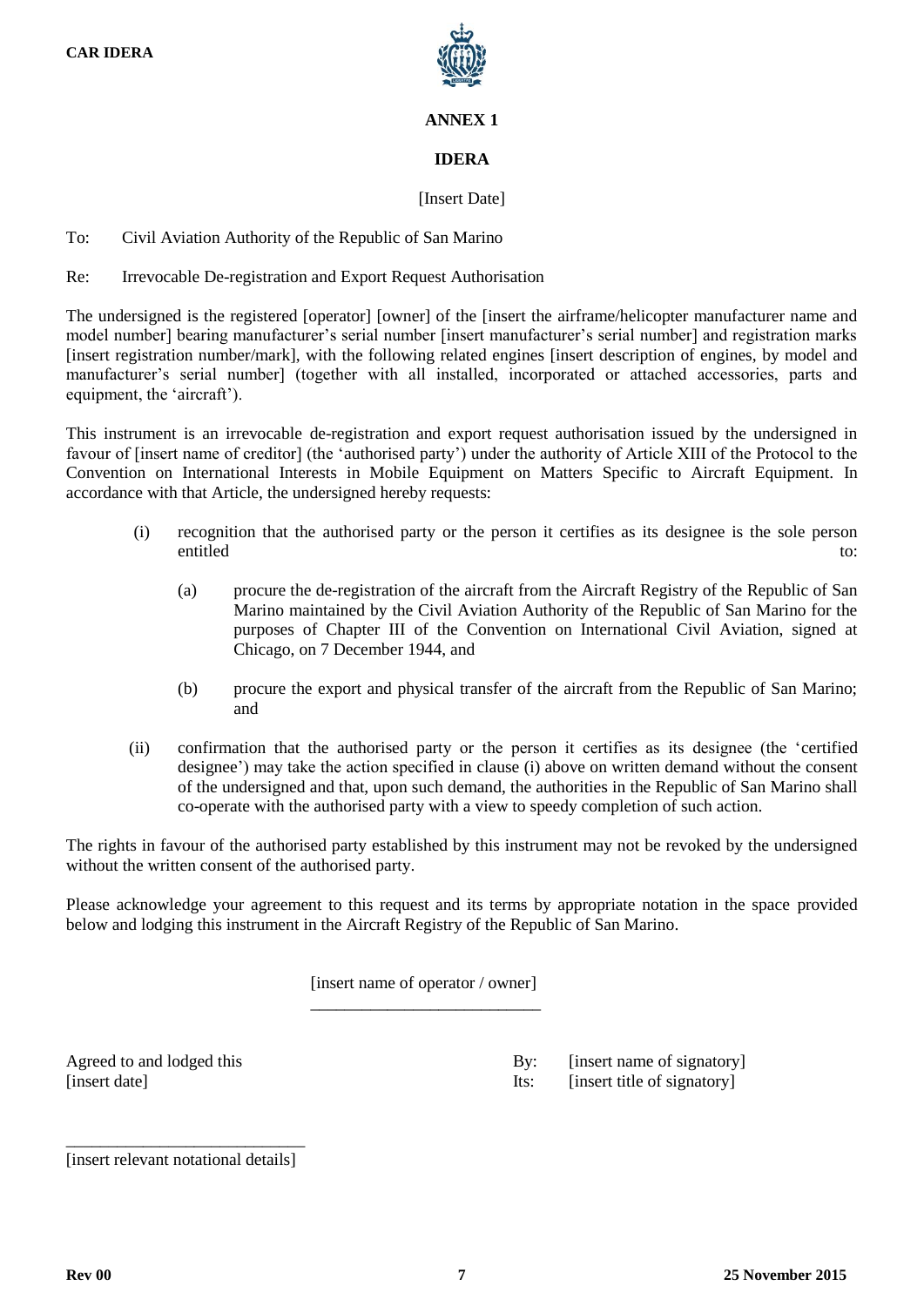# ANNEX 1

## IDERA

[Insert Date]

To: Civil Aviation Authority of the Republic of San Marino

Re: Irrevocable De-registration and Export Request Authorisation

The undersigned is the registered [operator] [owner] of the [insert the airframe/helicopter manufacturer name and model number] bearing manufacturer's serial number [insert manufacturer's serial number] and registration marks [insert registration number/mark], with the following related engines [insert description of engines, by model and manufacturer's serial number] (together with all installed, incorporated or attached accessories, parts and equipment, the 'aircraft').

This instrument is an irrevocable de-registration and export request authorisation issued by the undersigned in favour of [insert name of creditor] (the 'authorised party') under the authority of Article XIII of the Protocol to the Convention on International Interests in Mobile Equipment on Matters Specific to Aircraft Equipment. In accordance with that Article, the undersigned hereby requests:

(i) recognition that the authorised party or the person it certifies as its designee is the sole person entitled to:

   (a) procure the de-registration of the aircraft from the Aircraft Registry of the Republic of San Marino maintained by the Civil Aviation Authority of the Republic of San Marino for the purposes of Chapter III of the Convention on International Civil Aviation, signed at Chicago, on 7 December 1944, and

   (b) procure the export and physical transfer of the aircraft from the Republic of San Marino; and

(ii) confirmation that the authorised party or the person it certifies as its designee (the 'certified designee') may take the action specified in clause (i) above on written demand without the consent of the undersigned and that, upon such demand, the authorities in the Republic of San Marino shall co-operate with the authorised party with a view to speedy completion of such action.

The rights in favour of the authorised party established by this instrument may not be revoked by the undersigned without the written consent of the authorised party.

Please acknowledge your agreement to this request and its terms by appropriate notation in the space provided below and lodging this instrument in the Aircraft Registry of the Republic of San Marino.

[insert name of operator / owner]

\_\_\_\_\_\_\_\_\_\_\_\_\_\_\_\_\_\_\_\_\_\_\_\_\_\_\_\_

Agreed to and lodged this
[insert date]

By: [insert name of signatory]
Its: [insert title of signatory]

\_\_\_\_\_\_\_\_\_\_\_\_\_\_\_\_\_\_\_\_\_\_\_\_\_\_\_\_

[insert relevant notational details]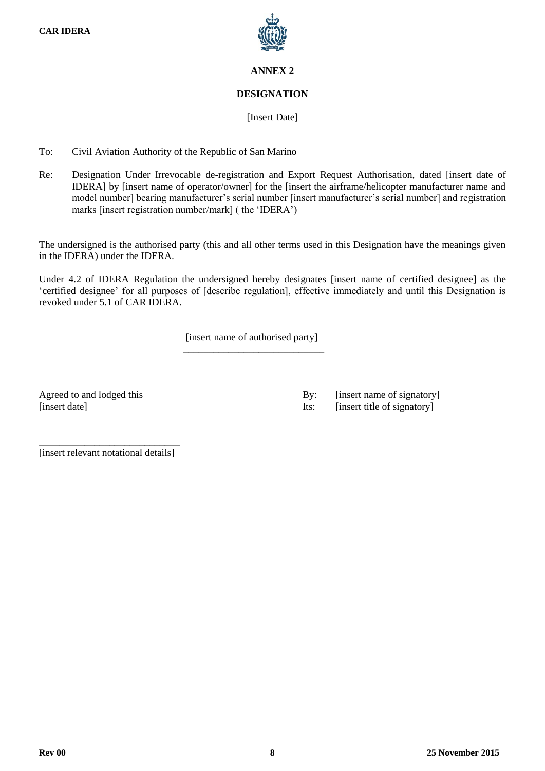# ANNEX 2

## DESIGNATION

[Insert Date]

To: Civil Aviation Authority of the Republic of San Marino

Re: Designation Under Irrevocable de-registration and Export Request Authorisation, dated [insert date of IDERA] by [insert name of operator/owner] for the [insert the airframe/helicopter manufacturer name and model number] bearing manufacturer's serial number [insert manufacturer's serial number] and registration marks [insert registration number/mark] ( the 'IDERA')

The undersigned is the authorised party (this and all other terms used in this Designation have the meanings given in the IDERA) under the IDERA.

Under 4.2 of IDERA Regulation the undersigned hereby designates [insert name of certified designee] as the 'certified designee' for all purposes of [describe regulation], effective immediately and until this Designation is revoked under 5.1 of CAR IDERA.

[insert name of authorised party]

\_\_\_\_\_\_\_\_\_\_\_\_\_\_\_\_\_\_\_\_\_\_\_\_\_\_\_\_

Agreed to and lodged this
[insert date]

By: [insert name of signatory]
Its: [insert title of signatory]

\_\_\_\_\_\_\_\_\_\_\_\_\_\_\_\_\_\_\_\_\_\_\_\_\_\_\_\_

[insert relevant notational details]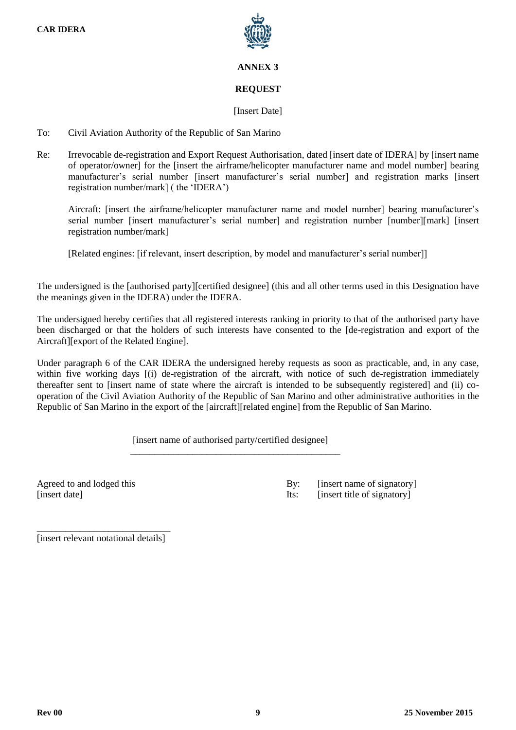# ANNEX 3

## REQUEST

[Insert Date]

To: Civil Aviation Authority of the Republic of San Marino

Re: Irrevocable de-registration and Export Request Authorisation, dated [insert date of IDERA] by [insert name of operator/owner] for the [insert the airframe/helicopter manufacturer name and model number] bearing manufacturer's serial number [insert manufacturer's serial number] and registration marks [insert registration number/mark] ( the 'IDERA')

Aircraft: [insert the airframe/helicopter manufacturer name and model number] bearing manufacturer's serial number [insert manufacturer's serial number] and registration number [number][mark] [insert registration number/mark]

[Related engines: [if relevant, insert description, by model and manufacturer's serial number]]

The undersigned is the [authorised party][certified designee] (this and all other terms used in this Designation have the meanings given in the IDERA) under the IDERA.

The undersigned hereby certifies that all registered interests ranking in priority to that of the authorised party have been discharged or that the holders of such interests have consented to the [de-registration and export of the Aircraft][export of the Related Engine].

Under paragraph 6 of the CAR IDERA the undersigned hereby requests as soon as practicable, and, in any case, within five working days [(i) de-registration of the aircraft, with notice of such de-registration immediately thereafter sent to [insert name of state where the aircraft is intended to be subsequently registered] and (ii) co-operation of the Civil Aviation Authority of the Republic of San Marino and other administrative authorities in the Republic of San Marino in the export of the [aircraft][related engine] from the Republic of San Marino.

[insert name of authorised party/certified designee]

\_\_\_\_\_\_\_\_\_\_\_\_\_\_\_\_\_\_\_\_\_\_\_\_\_\_\_\_\_\_\_\_\_\_\_\_\_\_\_\_\_\_\_\_

Agreed to and lodged this
[insert date]

By: [insert name of signatory]
Its: [insert title of signatory]

\_\_\_\_\_\_\_\_\_\_\_\_\_\_\_\_\_\_\_\_\_\_\_\_\_\_\_\_
[insert relevant notational details]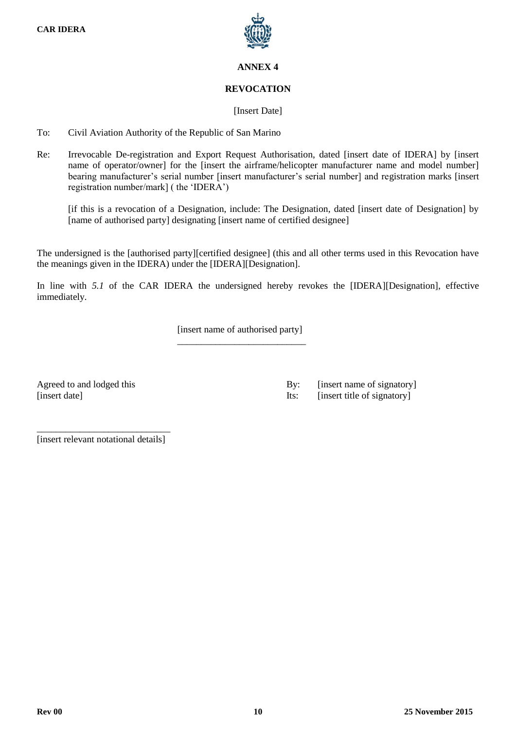# ANNEX 4

## REVOCATION

[Insert Date]

To: Civil Aviation Authority of the Republic of San Marino

Re: Irrevocable De-registration and Export Request Authorisation, dated [insert date of IDERA] by [insert name of operator/owner] for the [insert the airframe/helicopter manufacturer name and model number] bearing manufacturer's serial number [insert manufacturer's serial number] and registration marks [insert registration number/mark] ( the 'IDERA')

[if this is a revocation of a Designation, include: The Designation, dated [insert date of Designation] by [name of authorised party] designating [insert name of certified designee]

The undersigned is the [authorised party][certified designee] (this and all other terms used in this Revocation have the meanings given in the IDERA) under the [IDERA][Designation].

In line with *5.1* of the CAR IDERA the undersigned hereby revokes the [IDERA][Designation], effective immediately.

[insert name of authorised party]

___________________________

Agreed to and lodged this
[insert date]

By: [insert name of signatory]
Its: [insert title of signatory]

___________________________
[insert relevant notational details]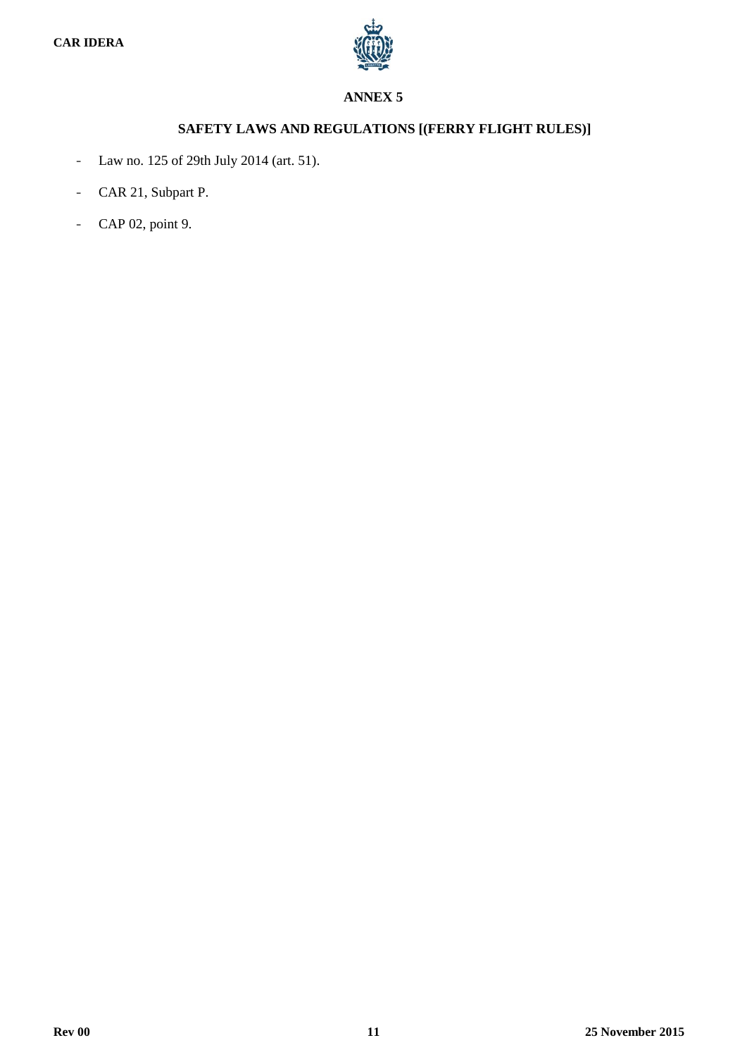# ANNEX 5

## SAFETY LAWS AND REGULATIONS [(FERRY FLIGHT RULES)]

- Law no. 125 of 29th July 2014 (art. 51).
- CAR 21, Subpart P.
- CAP 02, point 9.